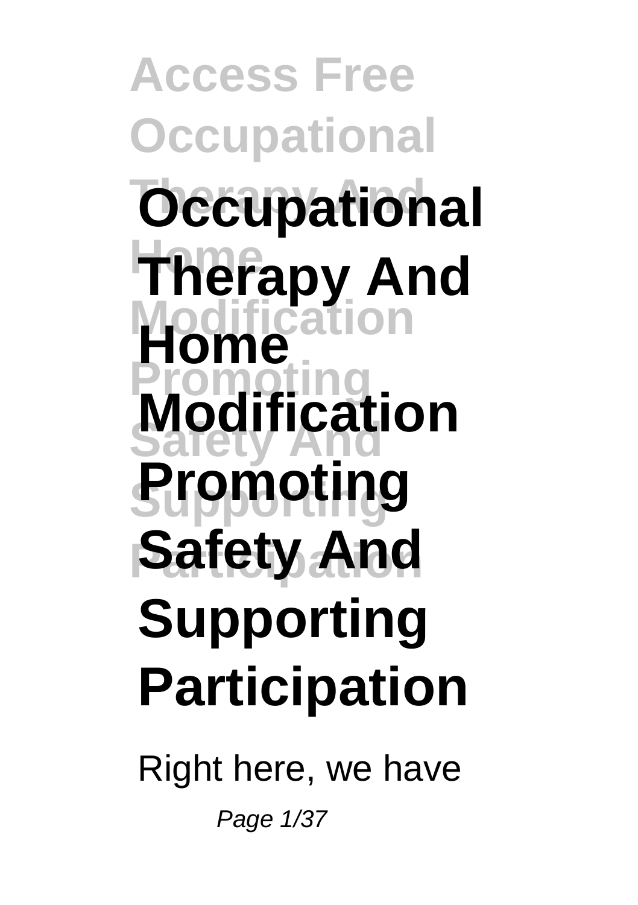# Occupational Therapy And Home Modification Promoting Safety And Supporting Participation

Right here, we have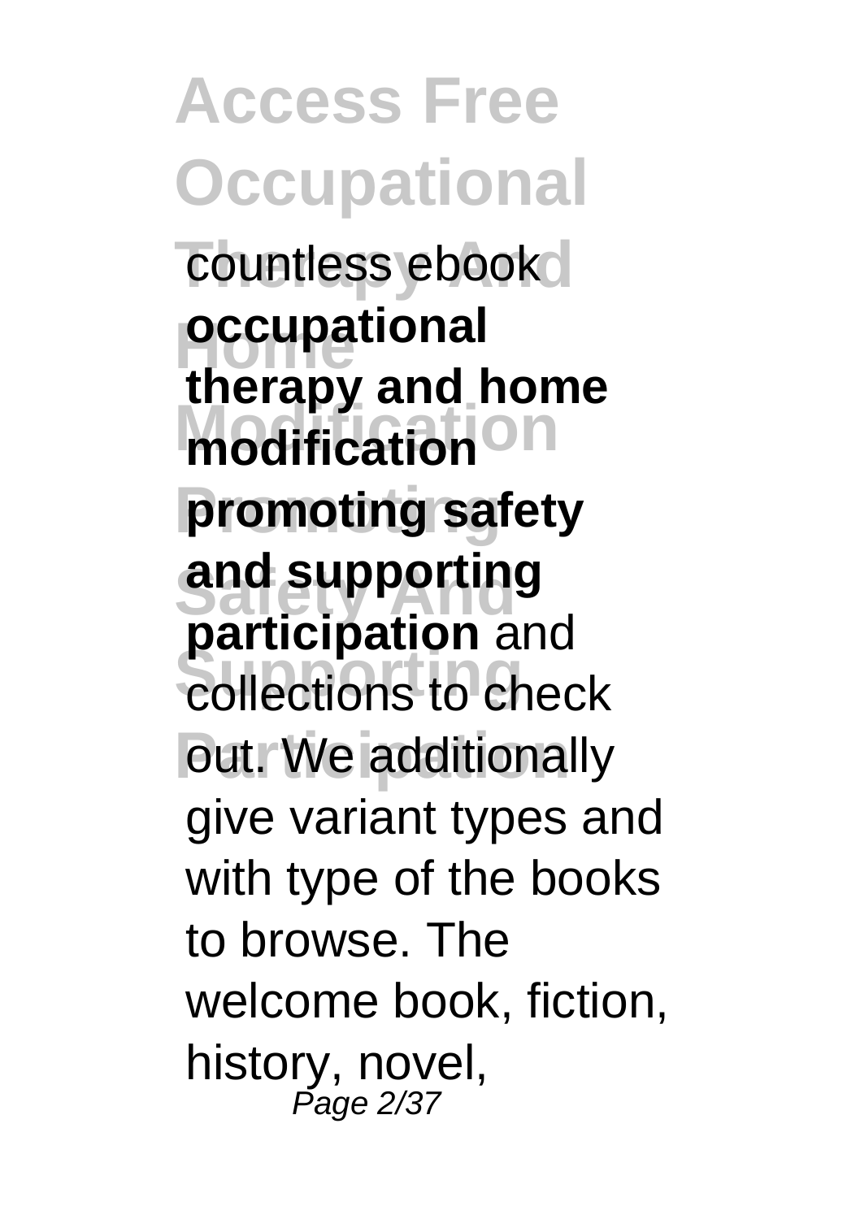countless ebook **occupational therapy and home modification promoting safety and supporting participation** and collections to check out. We additionally give variant types and with type of the books to browse. The welcome book, fiction, history, novel,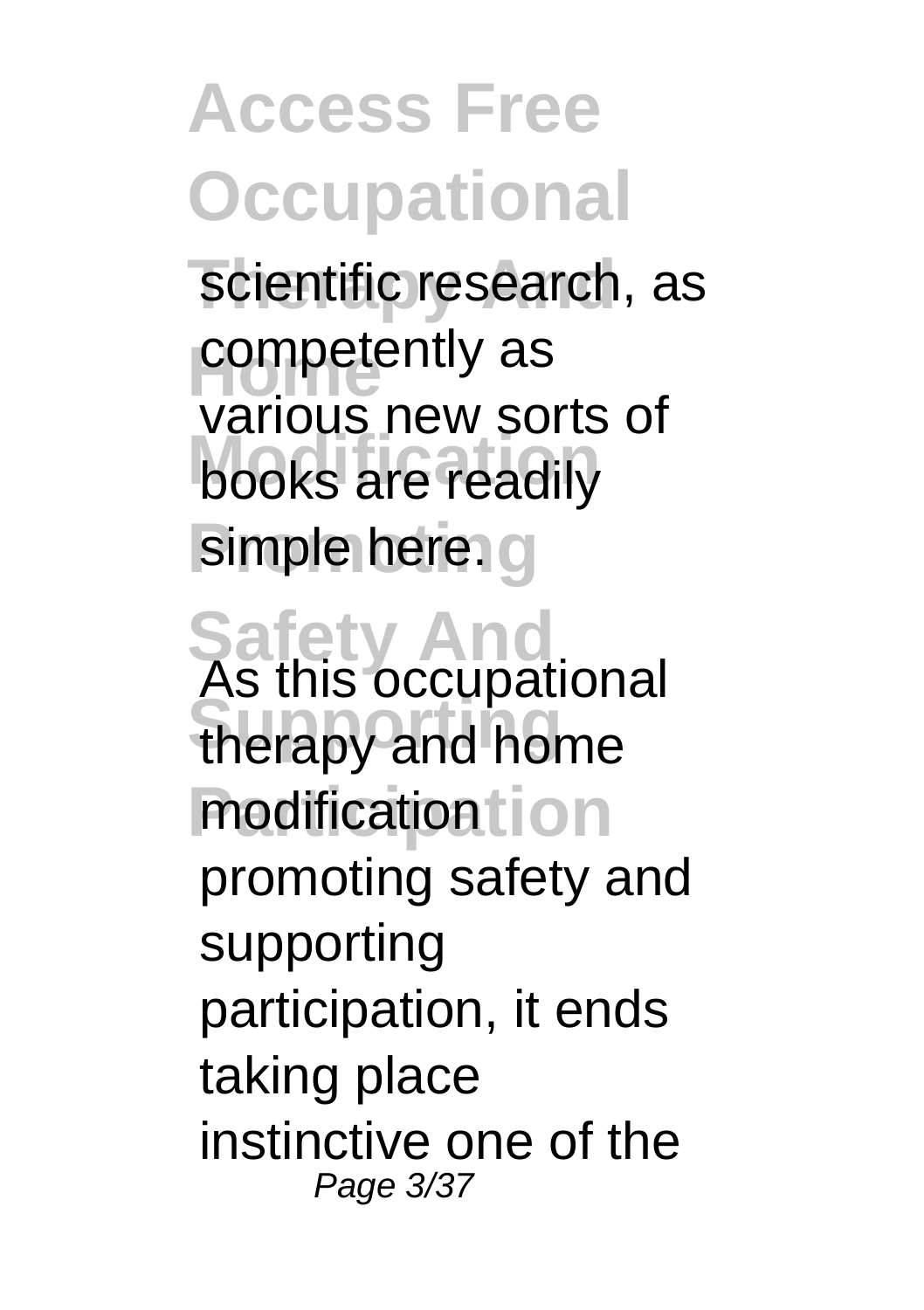scientific research, as competently as various new sorts of books are readily simple here.

As this occupational therapy and home modification promoting safety and supporting participation, it ends taking place instinctive one of the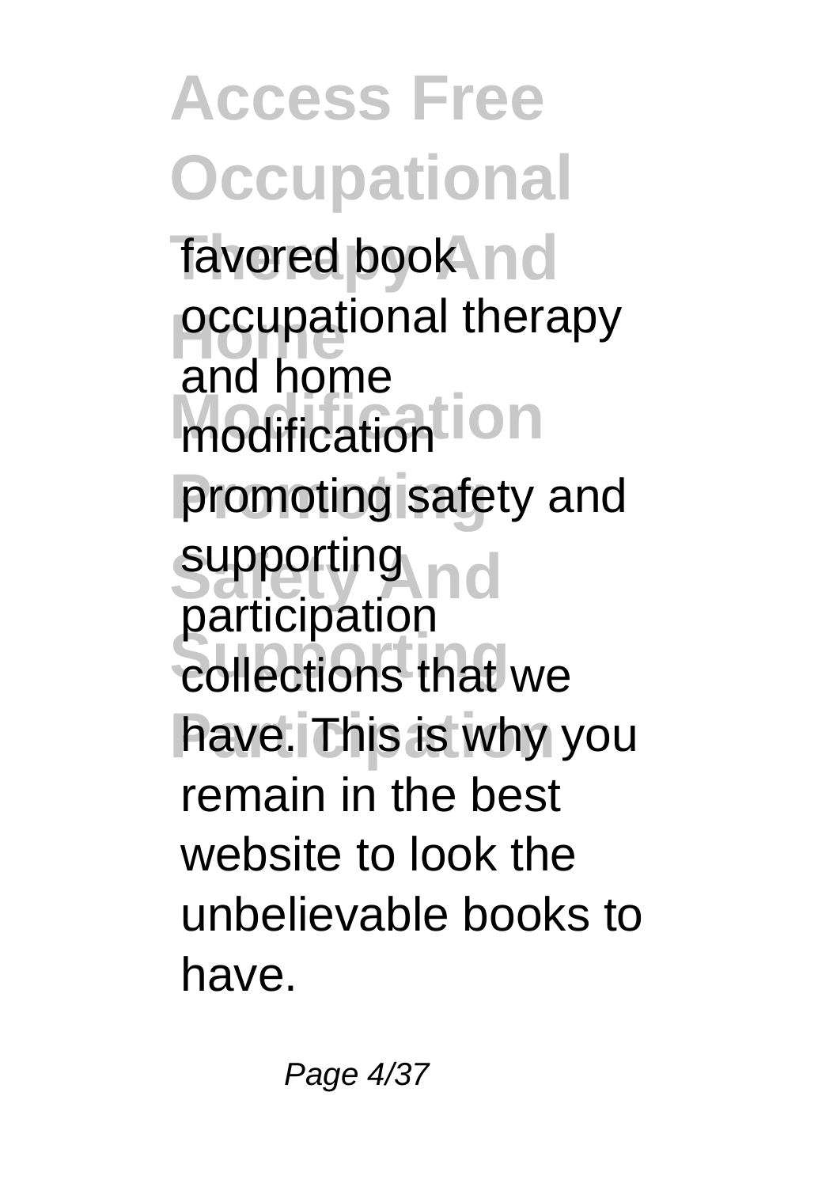favored book occupational therapy and home modification promoting safety and supporting participation collections that we have. This is why you remain in the best website to look the unbelievable books to have.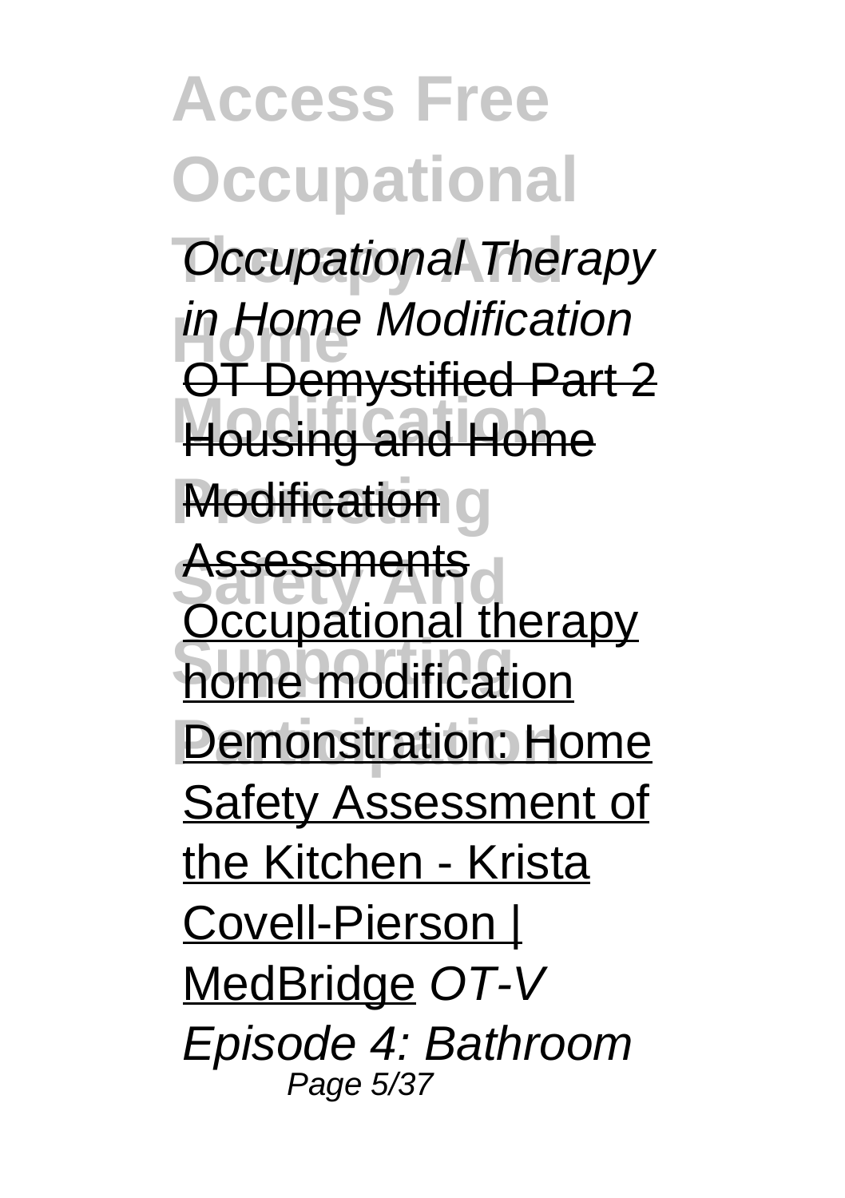*Occupational Therapy in Home Modification*

OT Demystified Part 2

Housing and Home Modification

Assessments

Occupational therapy home modification

Demonstration: Home Safety Assessment of the Kitchen - Krista Covell-Pierson | MedBridge *OT-V Episode 4: Bathroom*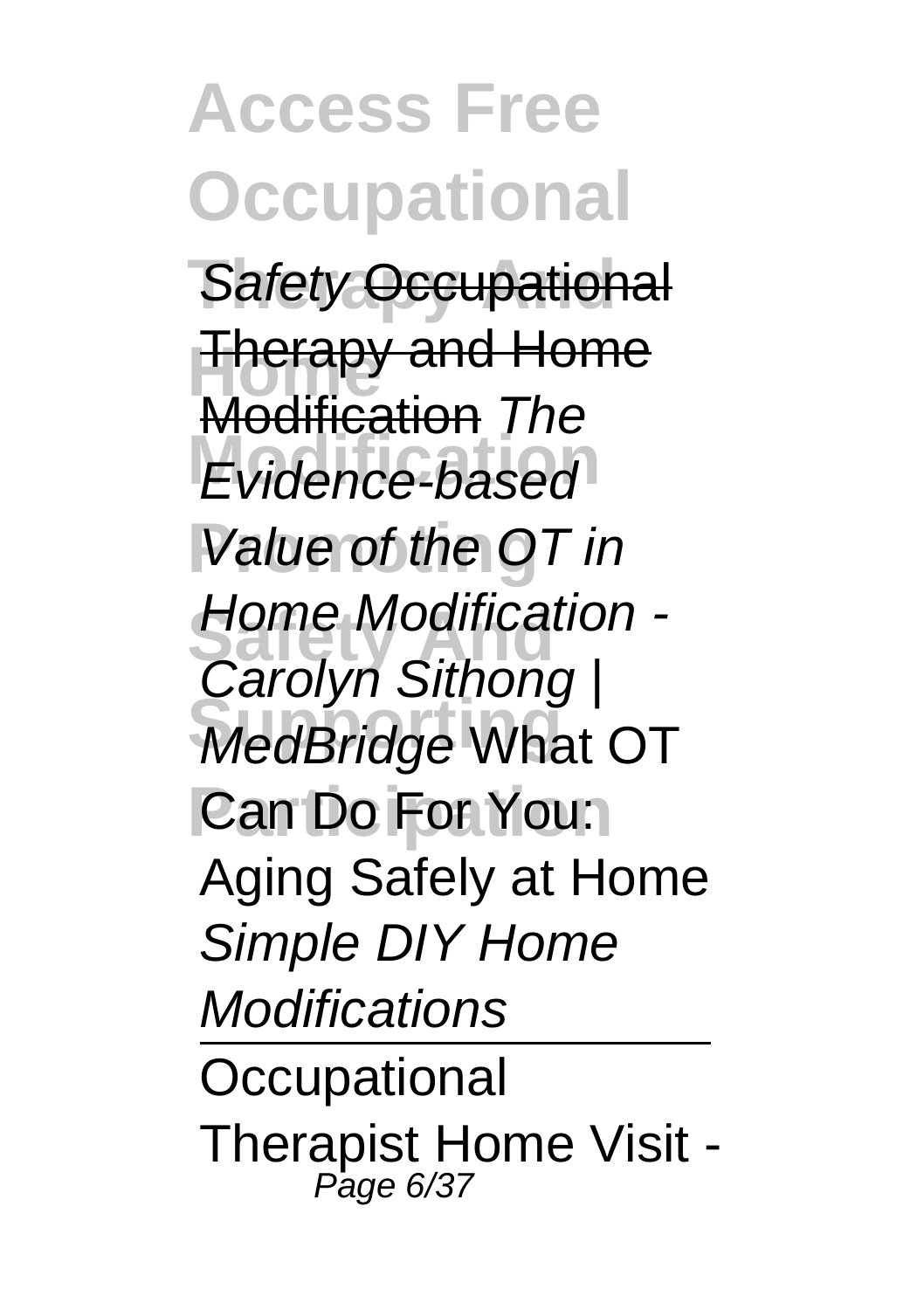Safety ~~Occupational Therapy and Home Modification~~ *The Evidence-based Value of the OT in Home Modification - Carolyn Sithong | MedBridge* What OT Can Do For You: Aging Safely at Home *Simple DIY Home Modifications*

---

Occupational Therapist Home Visit -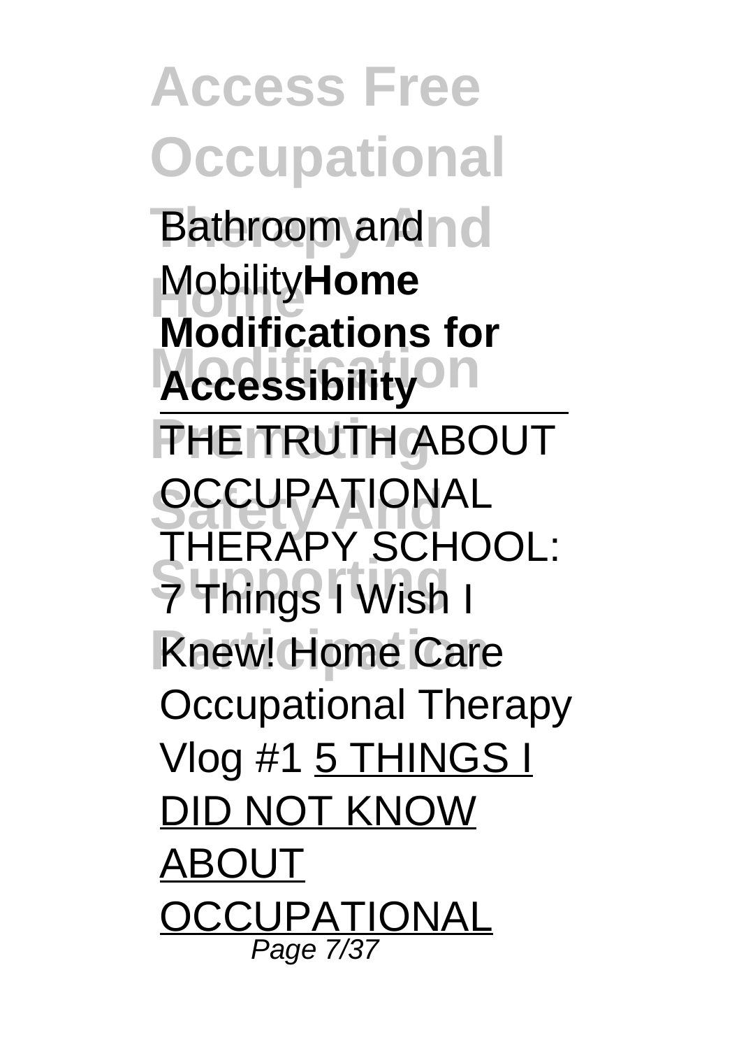Bathroom and Mobility**Home Modifications for Accessibility**

THE TRUTH ABOUT OCCUPATIONAL THERAPY SCHOOL: 7 Things I Wish I Knew! Home Care Occupational Therapy Vlog #1 5 THINGS I DID NOT KNOW ABOUT OCCUPATIONAL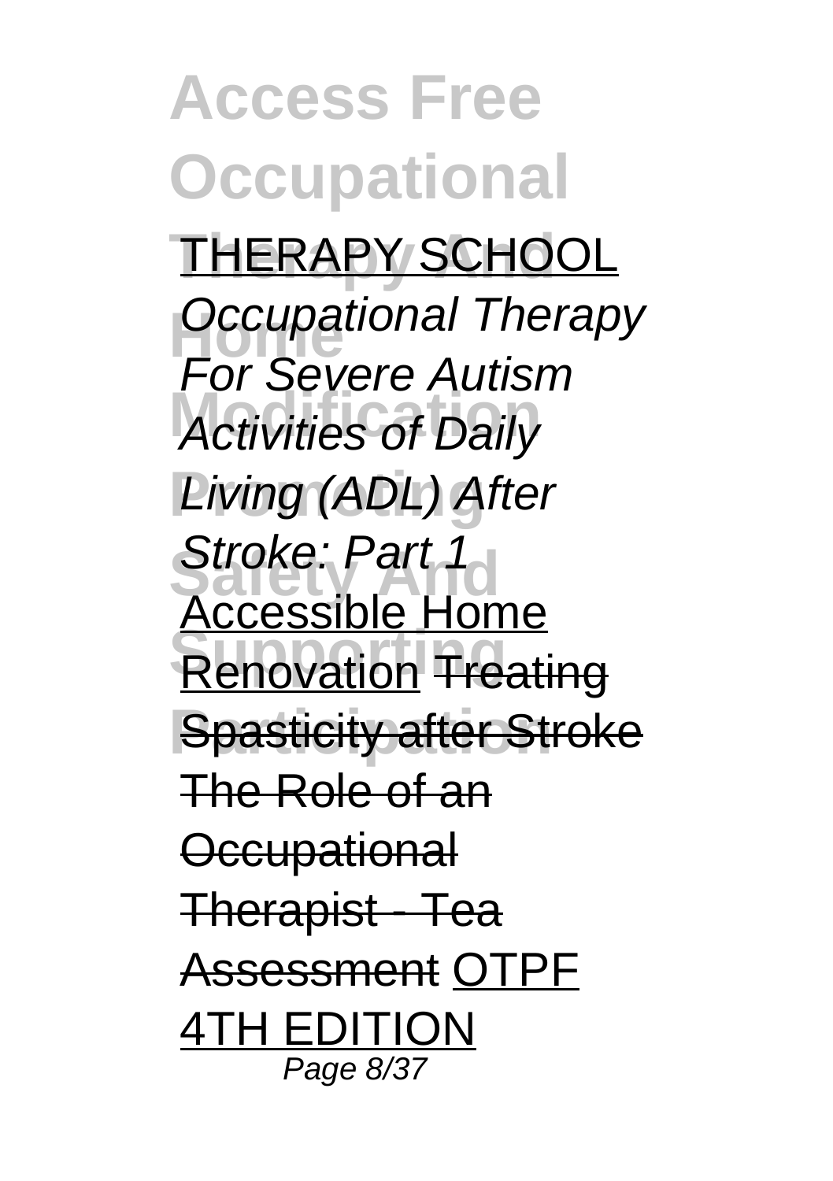THERAPY SCHOOL *Occupational Therapy For Severe Autism Activities of Daily Living (ADL) After Stroke: Part 1* Accessible Home Renovation ~~Treating Spasticity after Stroke~~ ~~The Role of an Occupational Therapist - Tea Assessment~~ OTPF 4TH EDITION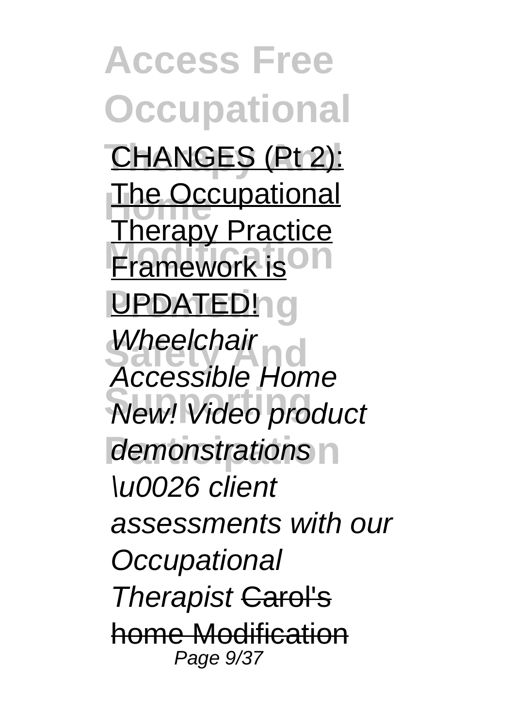CHANGES (Pt 2): The Occupational Therapy Practice Framework is UPDATED! *Wheelchair Accessible Home New! Video product demonstrations \u0026 client assessments with our Occupational Therapist* ~~Carol's home Modification~~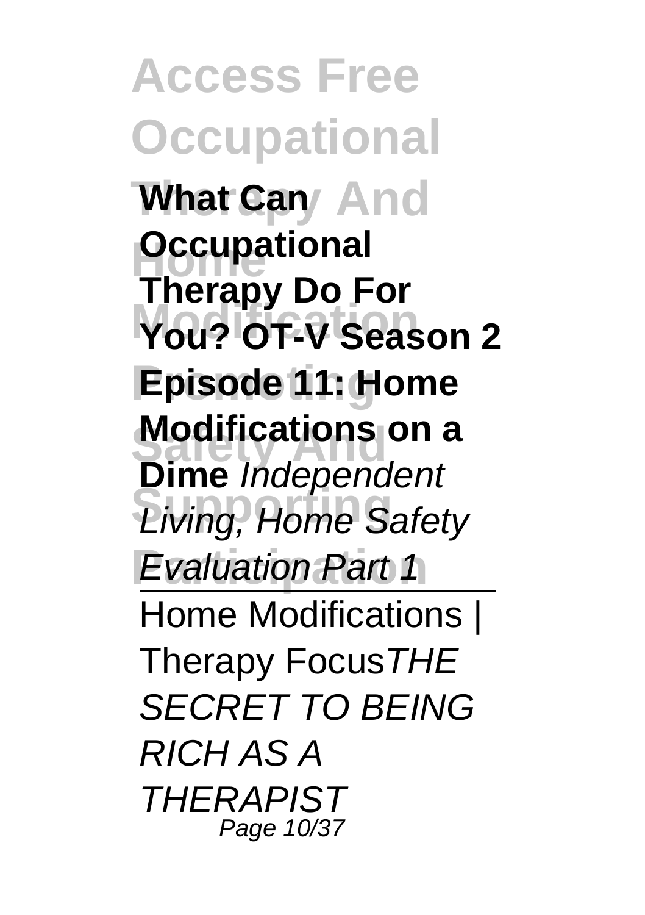**What Can Occupational Therapy Do For You? OT-V Season 2 Episode 11: Home Modifications on a Dime** *Independent Living, Home Safety Evaluation Part 1*

---

Home Modifications | Therapy Focus*THE SECRET TO BEING RICH AS A THERAPIST*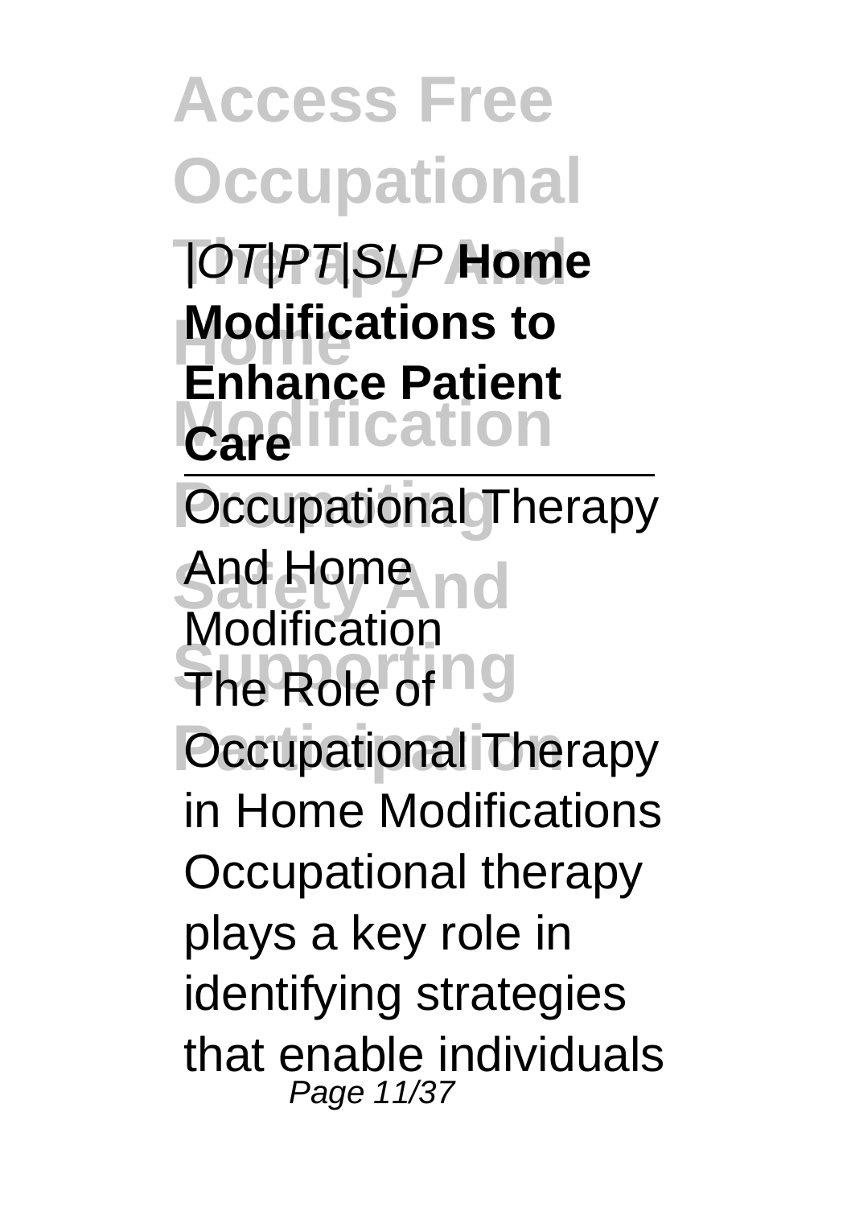|OT|PT|SLP **Home Modifications to Enhance Patient Care**

---

Occupational Therapy And Home Modification

The Role of Occupational Therapy in Home Modifications Occupational therapy plays a key role in identifying strategies that enable individuals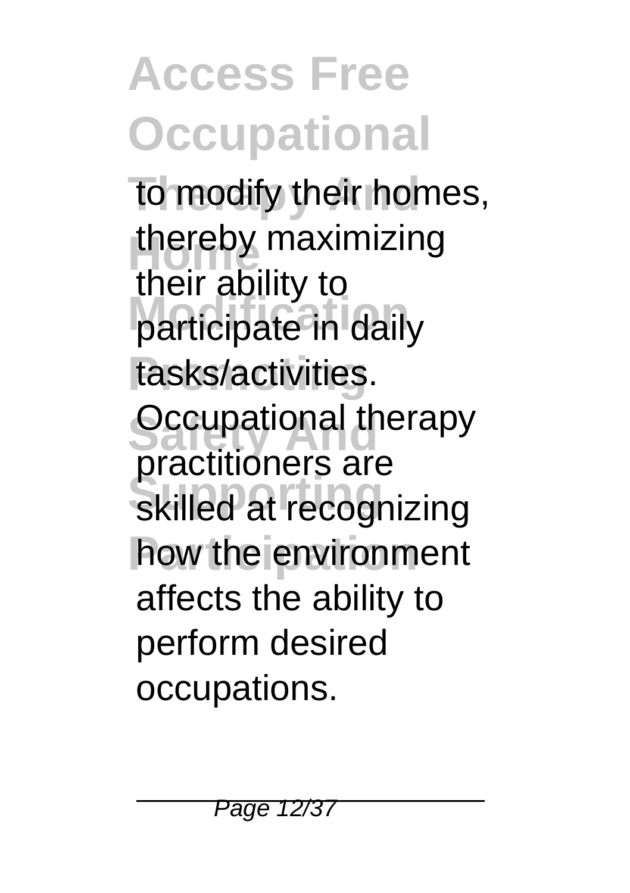to modify their homes, thereby maximizing their ability to participate in daily tasks/activities. Occupational therapy practitioners are skilled at recognizing how the environment affects the ability to perform desired occupations.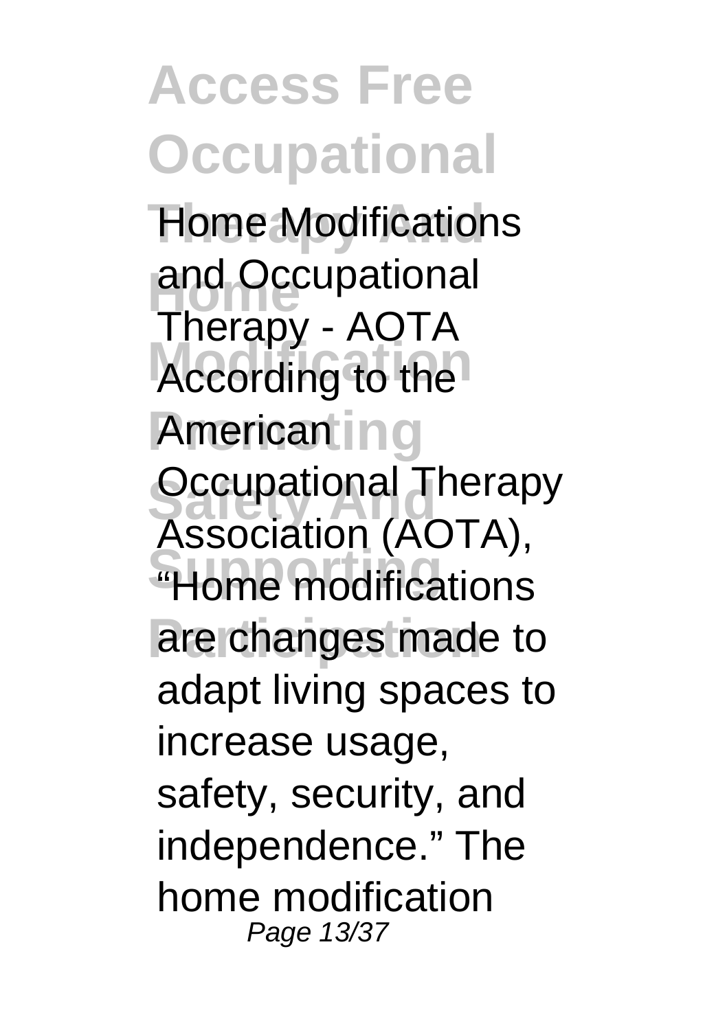Home Modifications and Occupational Therapy - AOTA According to the American Occupational Therapy Association (AOTA), "Home modifications are changes made to adapt living spaces to increase usage, safety, security, and independence." The home modification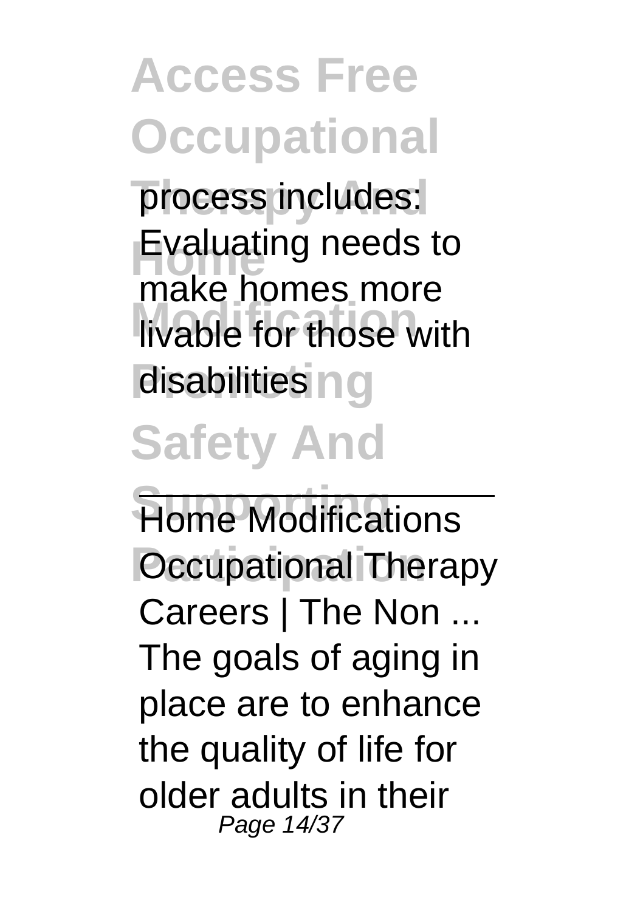process includes: Evaluating needs to make homes more livable for those with disabilities

Home Modifications Occupational Therapy Careers | The Non ...
The goals of aging in place are to enhance the quality of life for older adults in their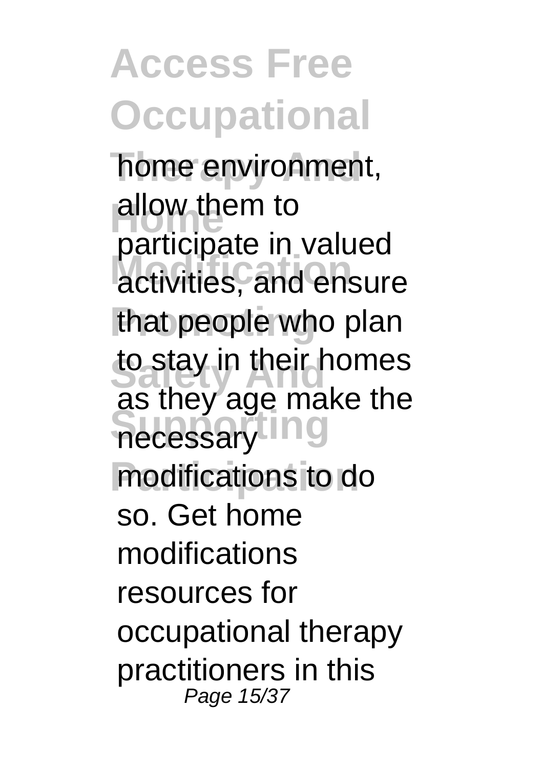home environment, allow them to participate in valued activities, and ensure that people who plan to stay in their homes as they age make the necessary modifications to do so. Get home modifications resources for occupational therapy practitioners in this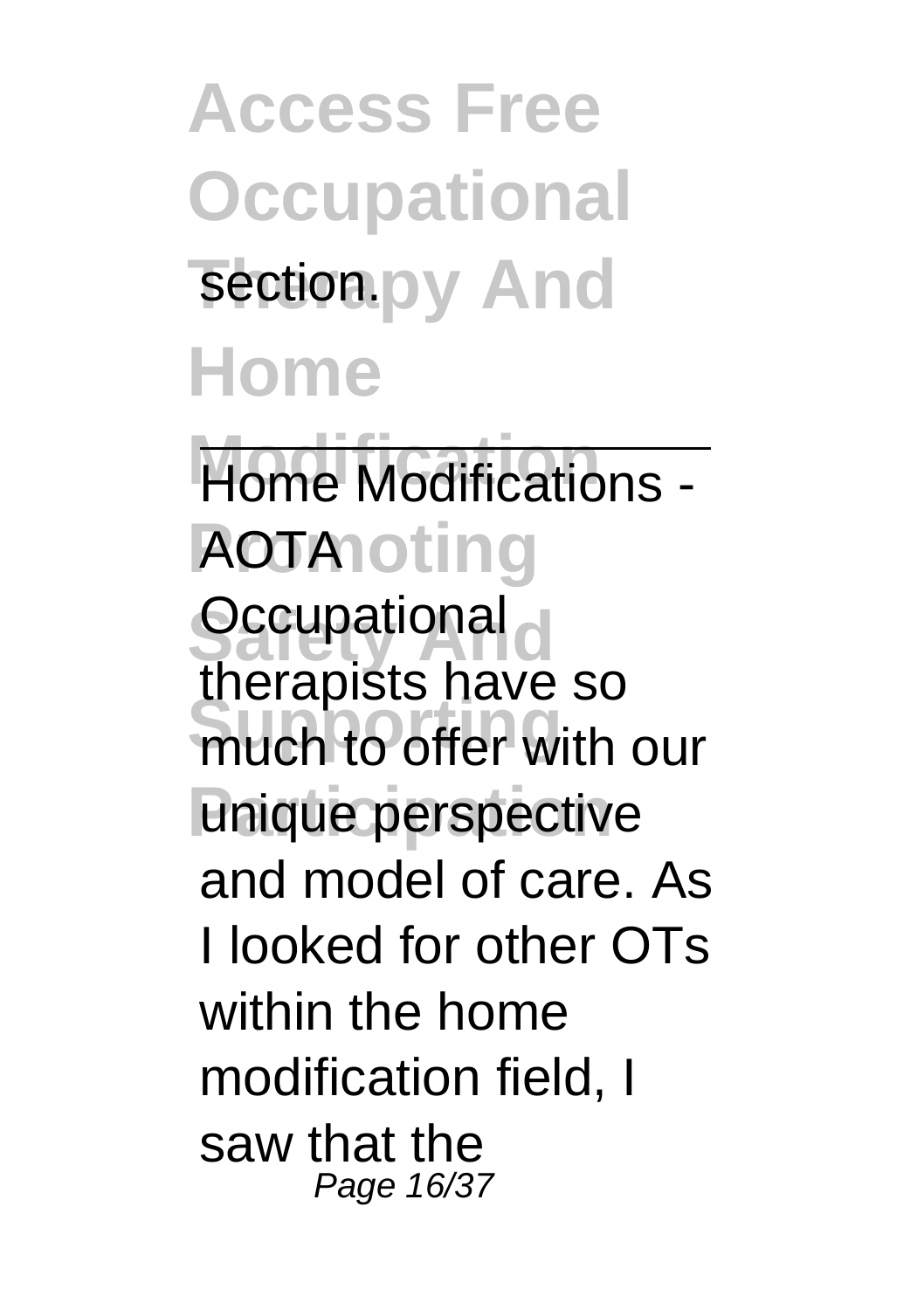section.

---

Home Modifications - AOTA

Occupational therapists have so much to offer with our unique perspective and model of care. As I looked for other OTs within the home modification field, I saw that the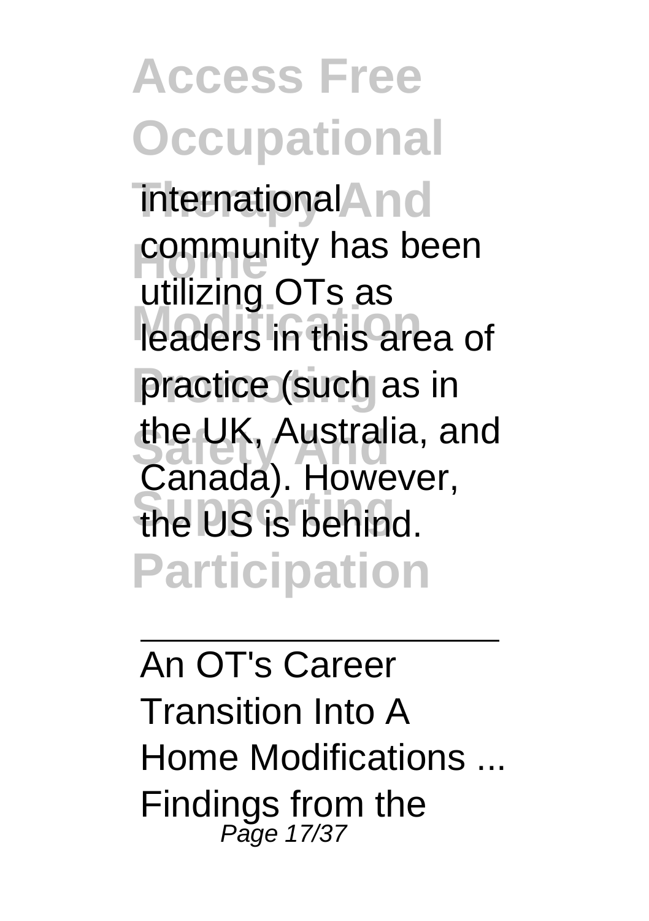international community has been utilizing OTs as leaders in this area of practice (such as in the UK, Australia, and Canada). However, the US is behind.

---

An OT's Career Transition Into A Home Modifications ...
Findings from the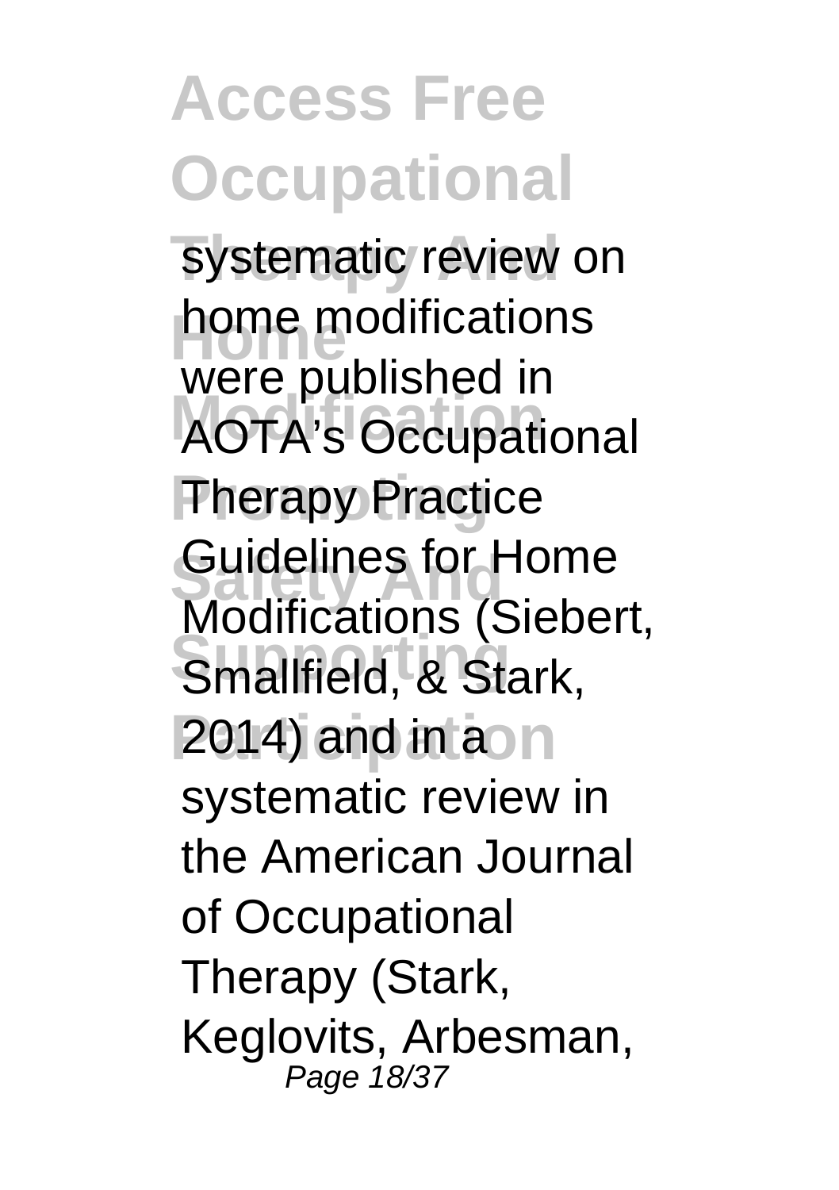systematic review on home modifications were published in AOTA's Occupational Therapy Practice Guidelines for Home Modifications (Siebert, Smallfield, & Stark, 2014) and in a systematic review in the American Journal of Occupational Therapy (Stark, Keglovits, Arbesman,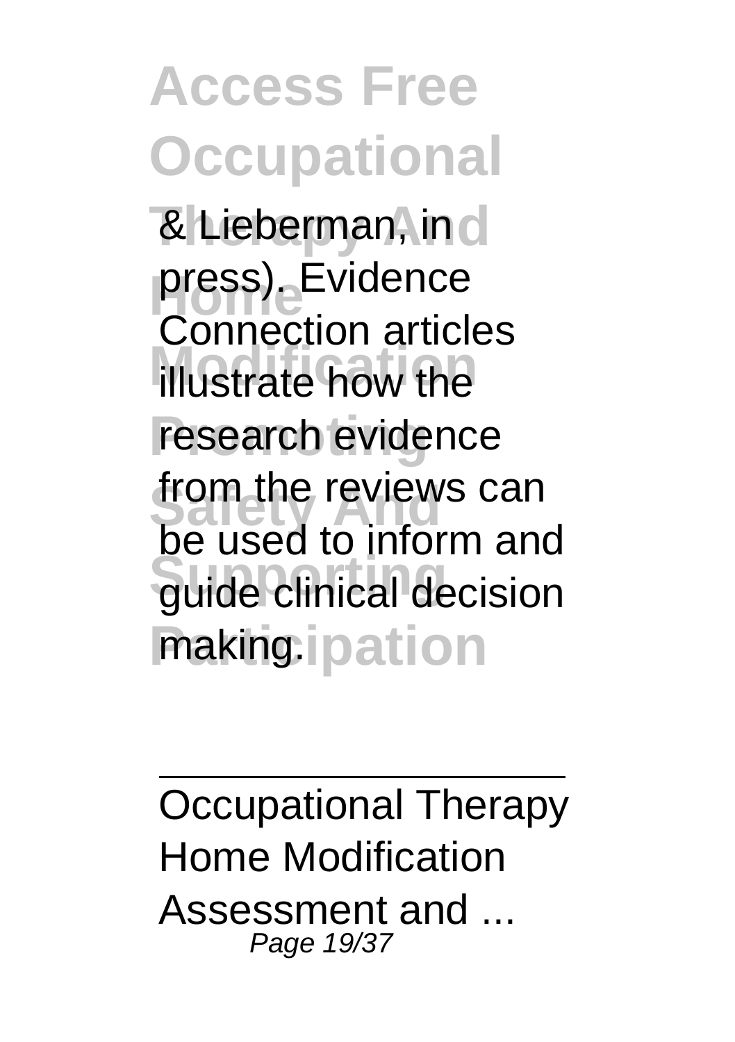& Lieberman, in press). Evidence Connection articles illustrate how the research evidence from the reviews can be used to inform and guide clinical decision making.

---

Occupational Therapy Home Modification Assessment and ...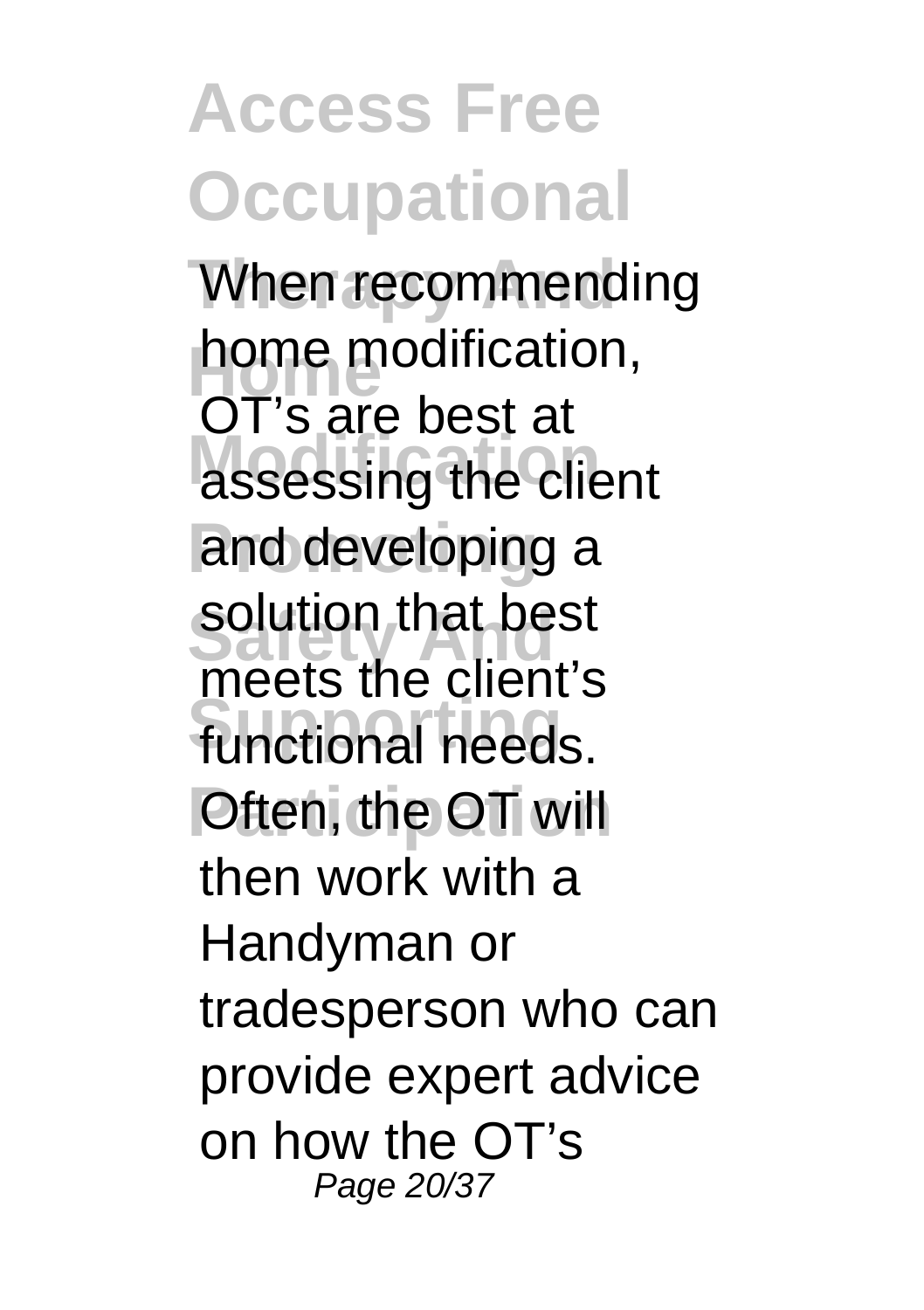When recommending home modification, OT's are best at assessing the client and developing a solution that best meets the client's functional needs. Often, the OT will then work with a Handyman or tradesperson who can provide expert advice on how the OT's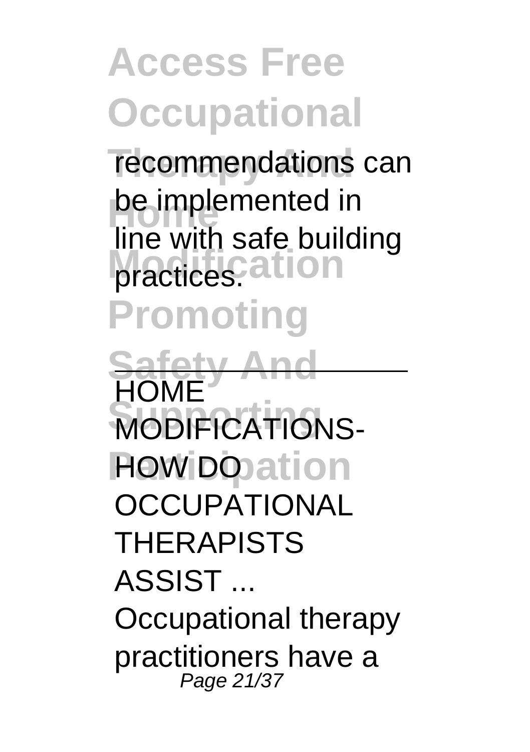recommendations can be implemented in line with safe building practices.

---

HOME MODIFICATIONS-HOW DO OCCUPATIONAL THERAPISTS ASSIST ...

Occupational therapy practitioners have a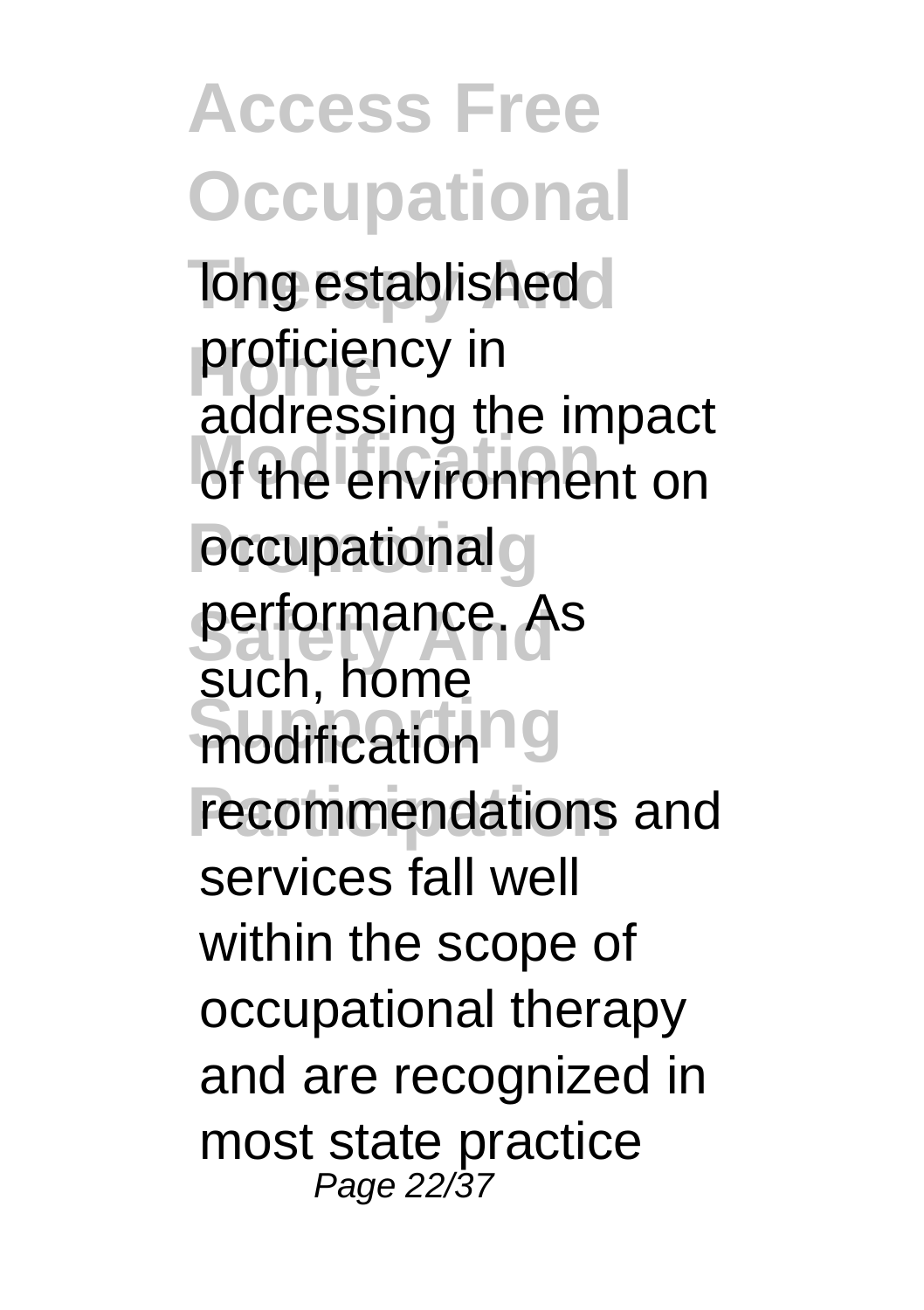long established proficiency in addressing the impact of the environment on occupational performance. As such, home modification recommendations and services fall well within the scope of occupational therapy and are recognized in most state practice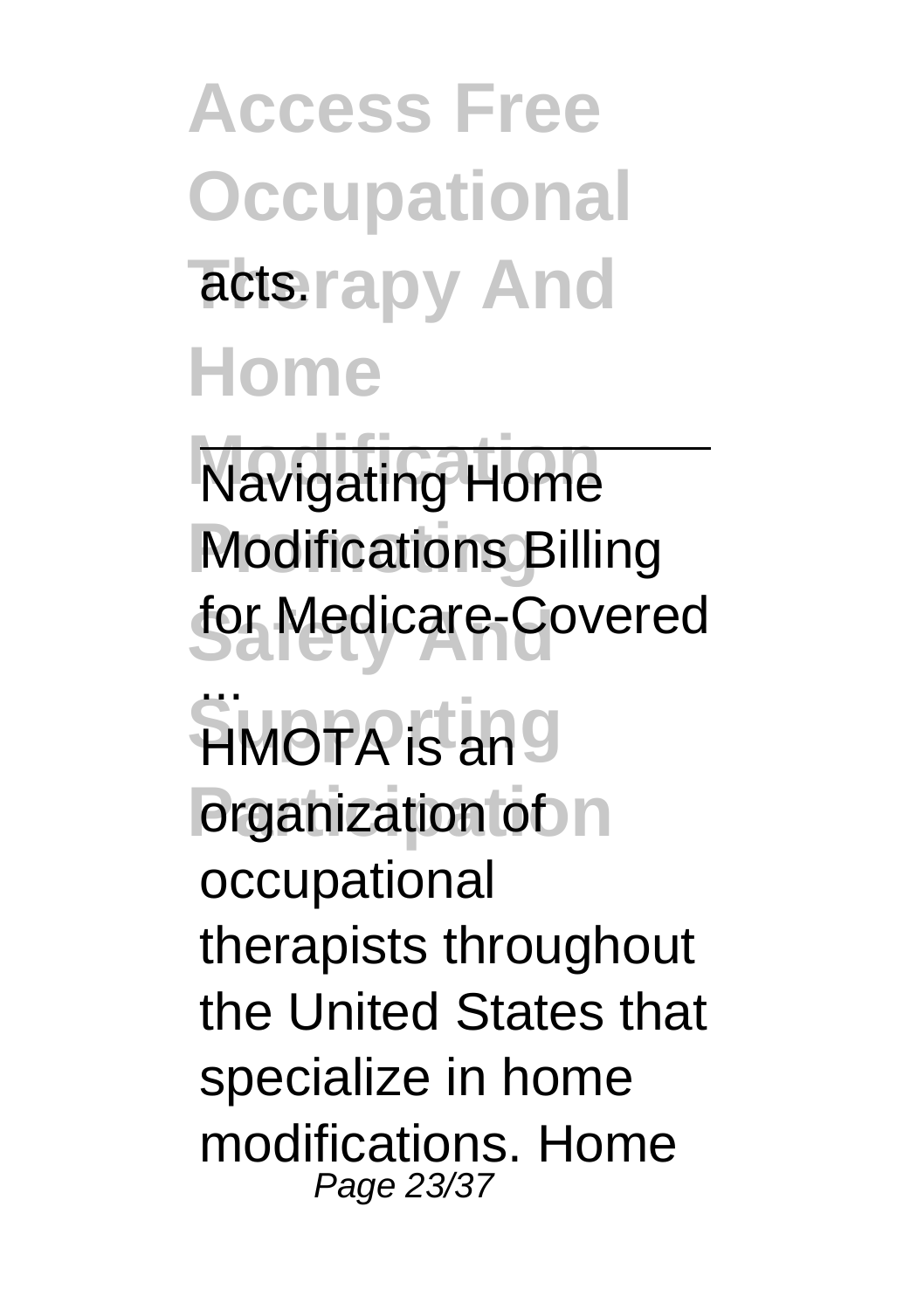acts.

---

Navigating Home Modifications Billing for Medicare-Covered ...

HMOTA is an organization of occupational therapists throughout the United States that specialize in home modifications. Home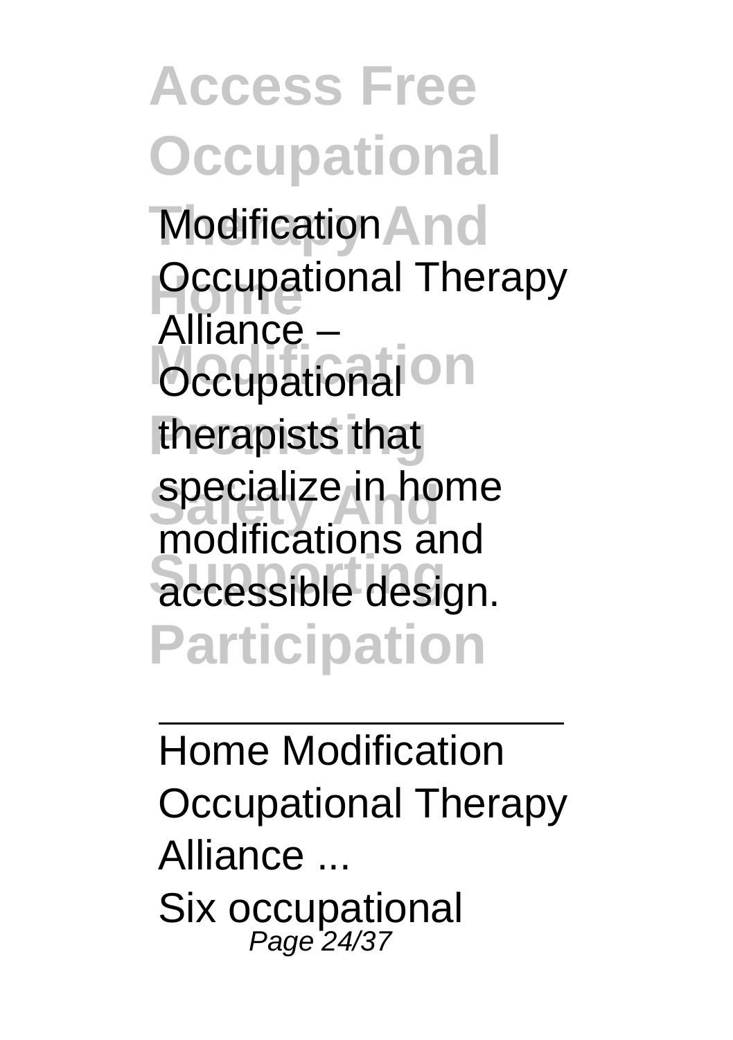Modification Occupational Therapy Alliance – Occupational therapists that specialize in home modifications and accessible design.

Home Modification Occupational Therapy Alliance ...

Six occupational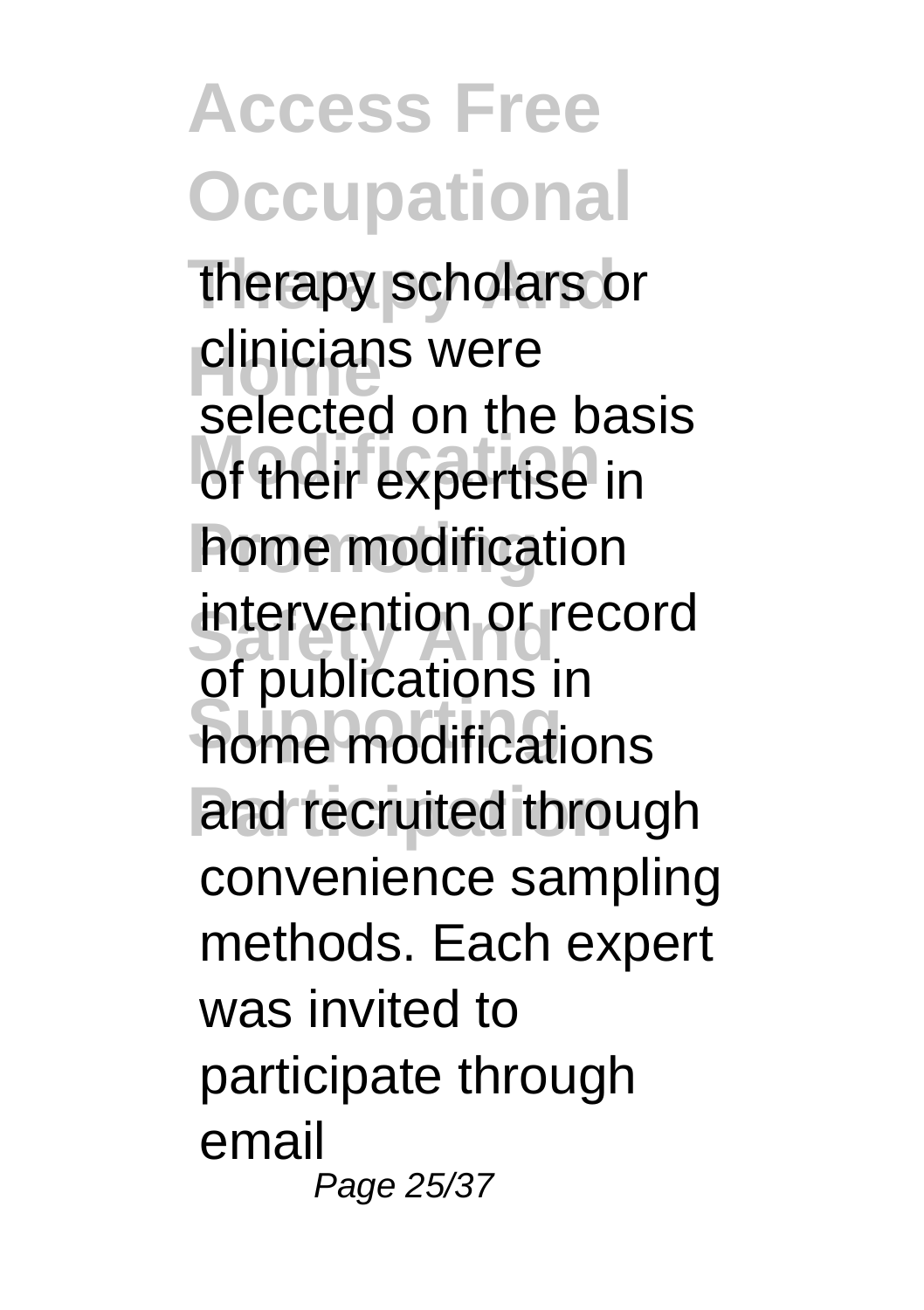therapy scholars or clinicians were selected on the basis of their expertise in home modification intervention or record of publications in home modifications and recruited through convenience sampling methods. Each expert was invited to participate through email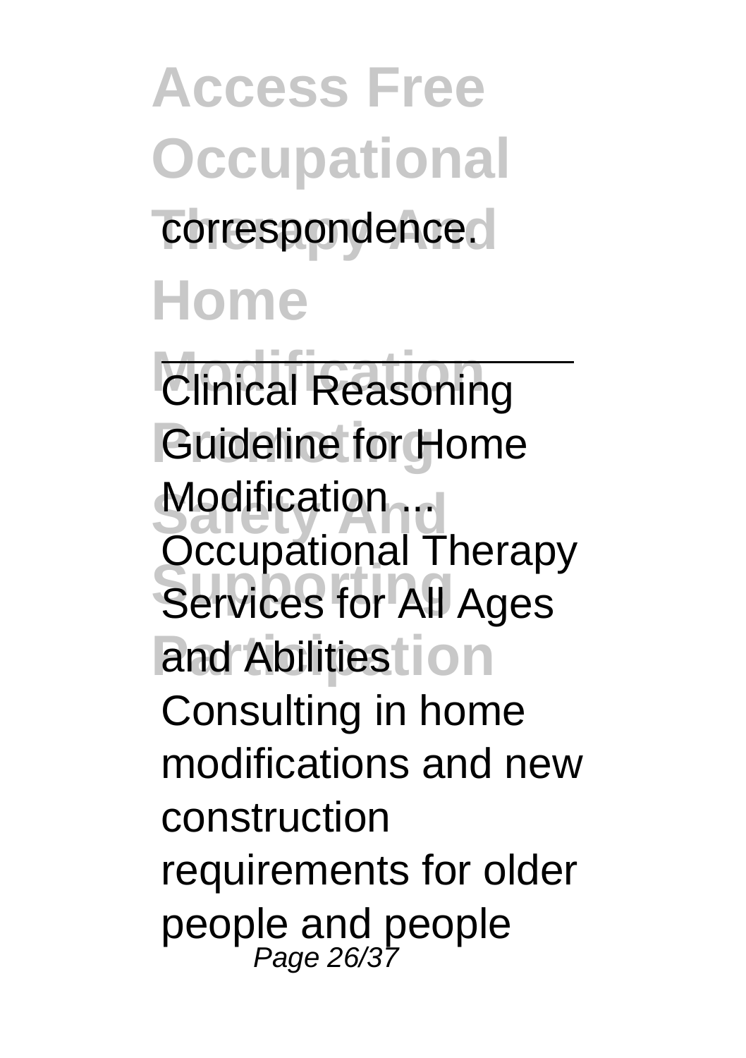correspondence.

---

Clinical Reasoning Guideline for Home Modification ...

Occupational Therapy Services for All Ages and Abilities

Consulting in home modifications and new construction requirements for older people and people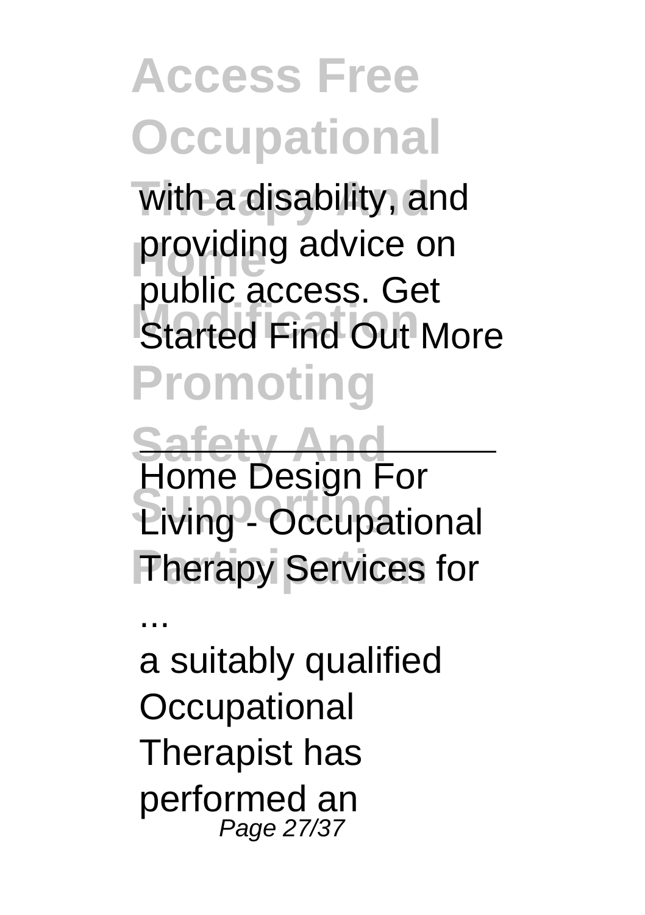with a disability, and providing advice on public access. Get Started Find Out More

Home Design For Living - Occupational Therapy Services for ...

a suitably qualified Occupational Therapist has performed an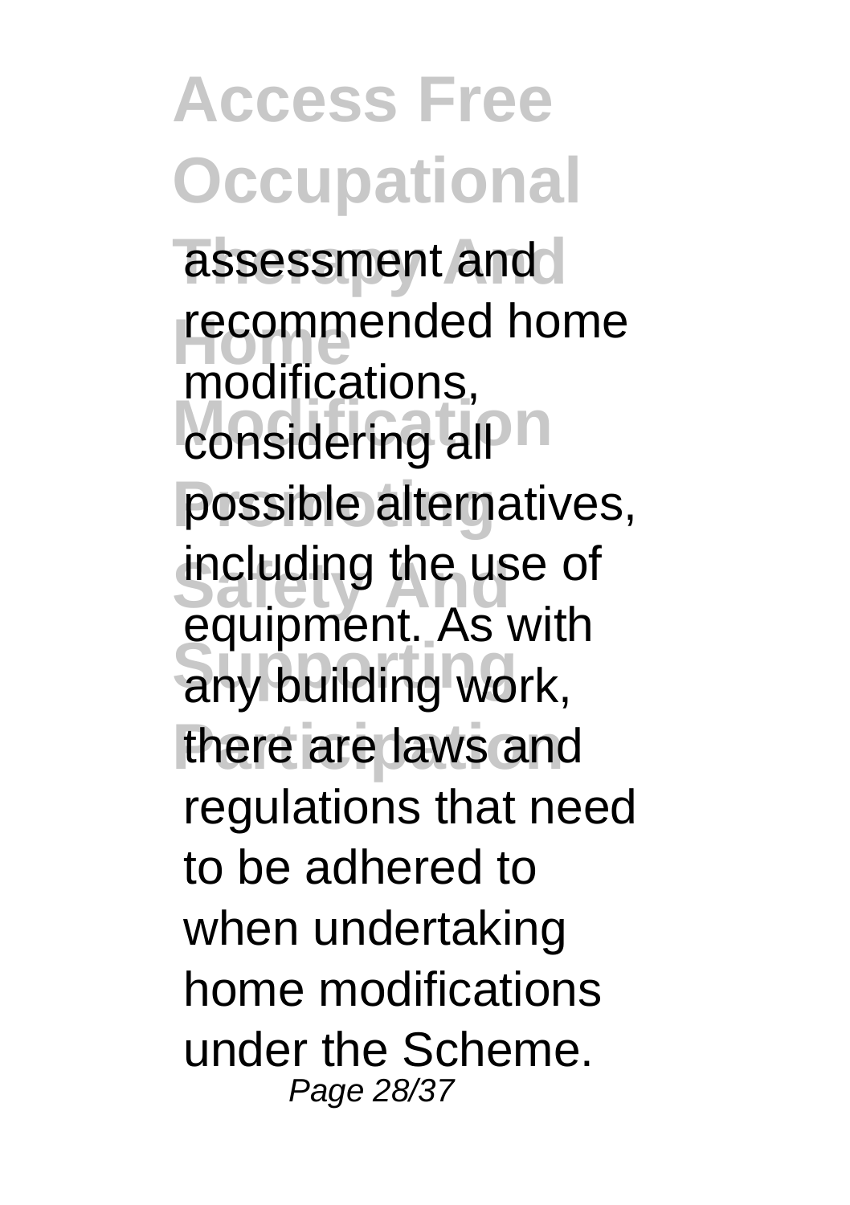assessment and recommended home modifications, considering all possible alternatives, including the use of equipment. As with any building work, there are laws and regulations that need to be adhered to when undertaking home modifications under the Scheme.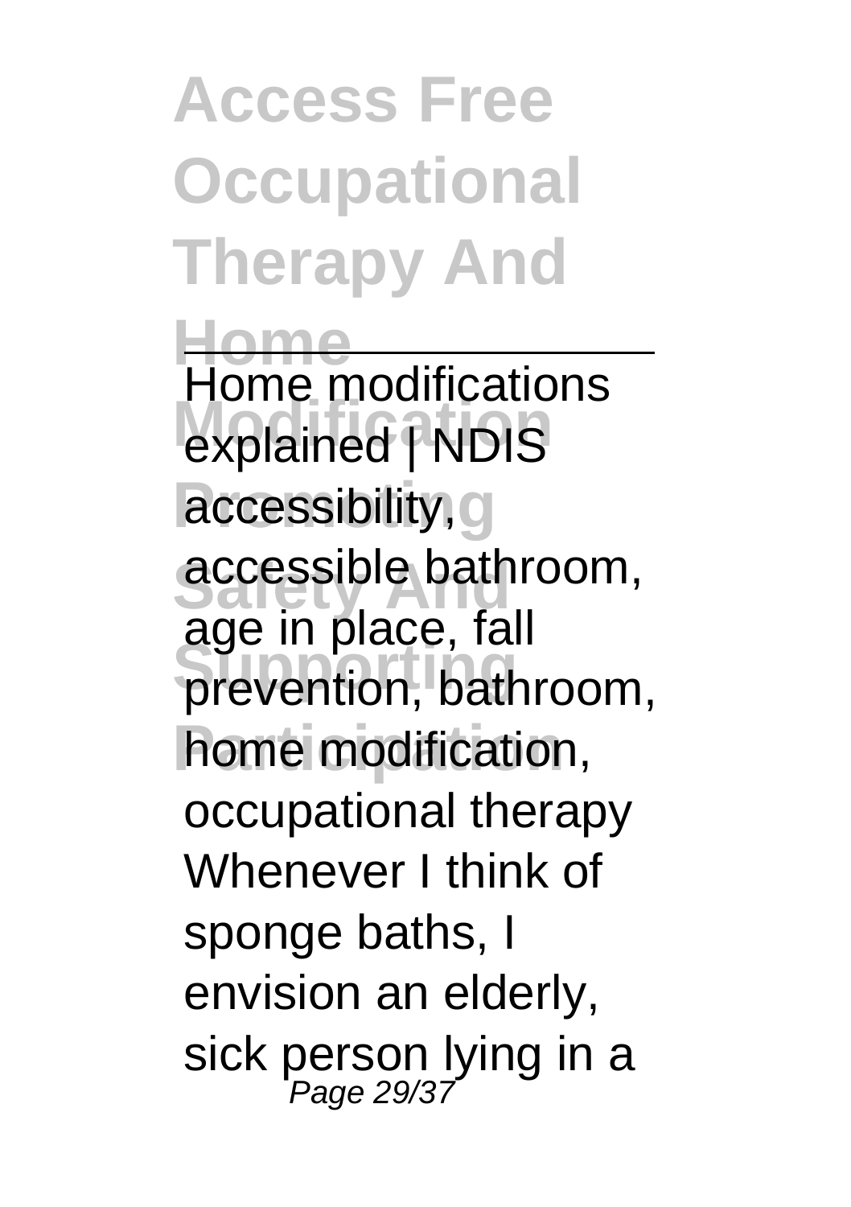Home modifications explained | NDIS accessibility, accessible bathroom, age in place, fall prevention, bathroom, home modification, occupational therapy Whenever I think of sponge baths, I envision an elderly, sick person lying in a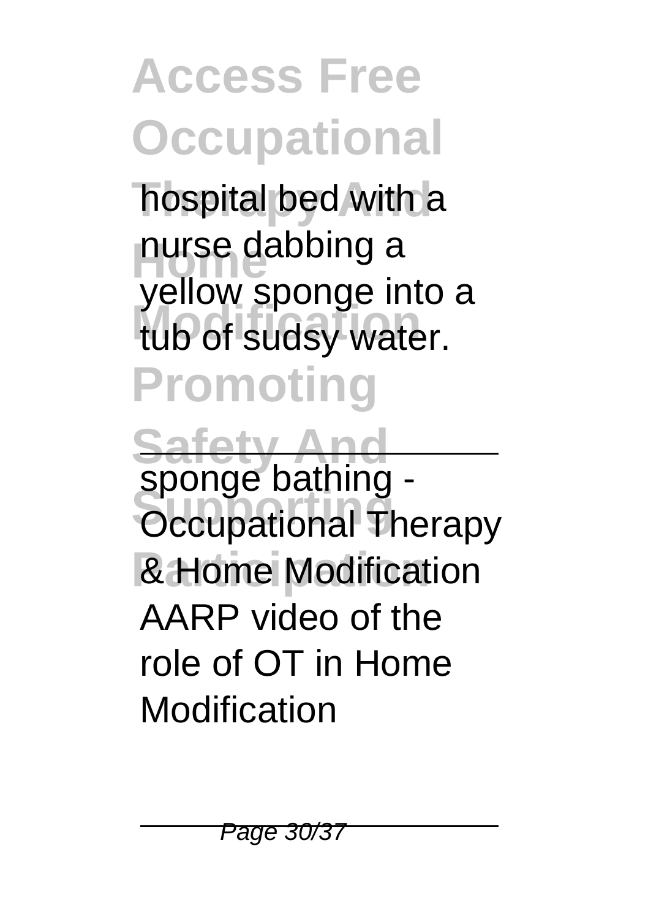hospital bed with a nurse dabbing a yellow sponge into a tub of sudsy water.

---

sponge bathing - Occupational Therapy & Home Modification

AARP video of the role of OT in Home Modification

---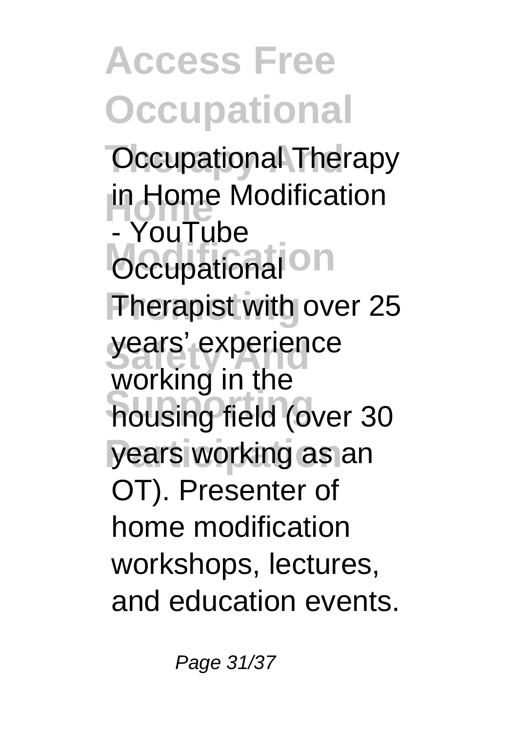Occupational Therapy in Home Modification - YouTube

Occupational Therapist with over 25 years' experience working in the housing field (over 30 years working as an OT). Presenter of home modification workshops, lectures, and education events.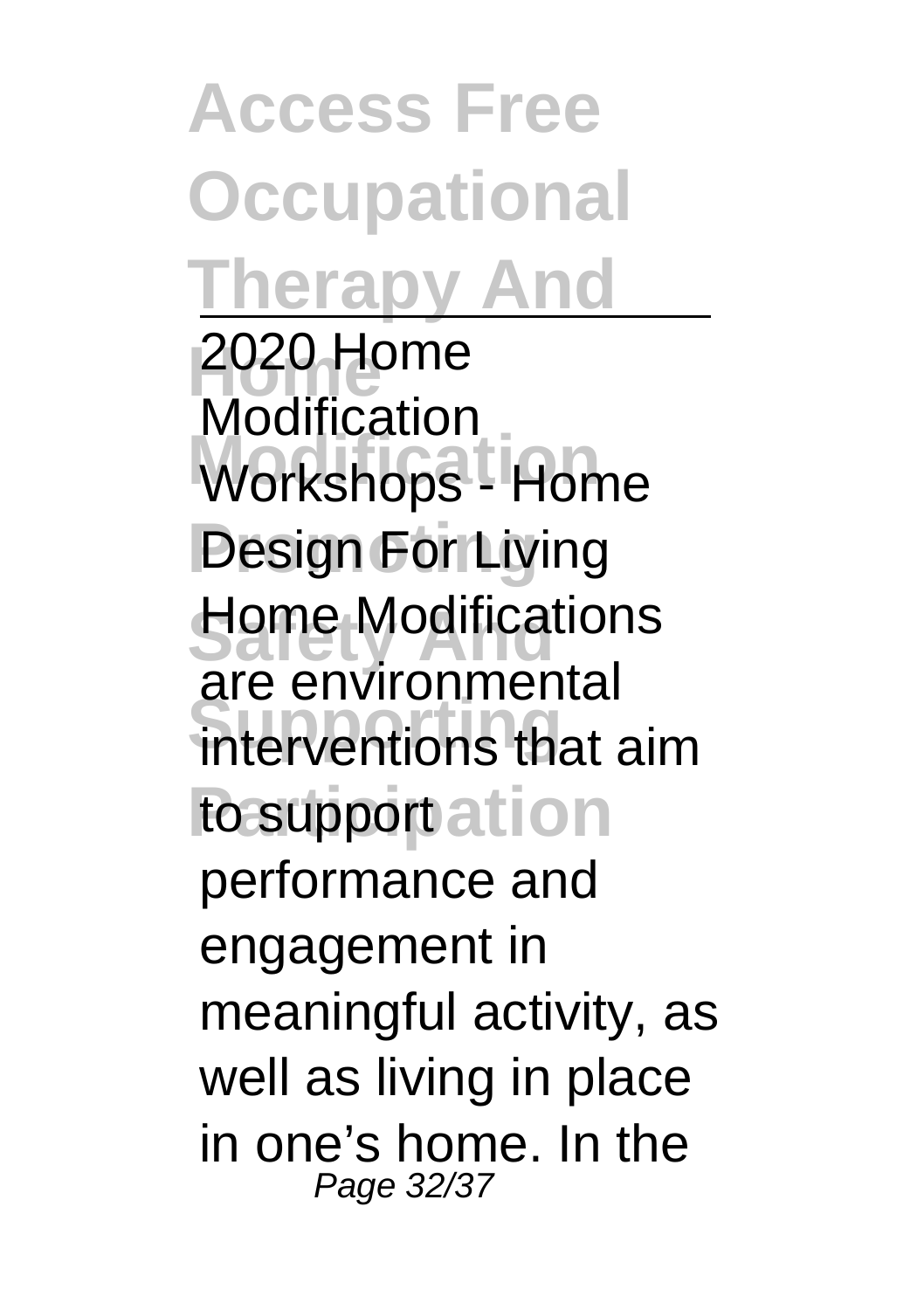2020 Home Modification Workshops - Home Design For Living

Home Modifications are environmental interventions that aim to support performance and engagement in meaningful activity, as well as living in place in one's home. In the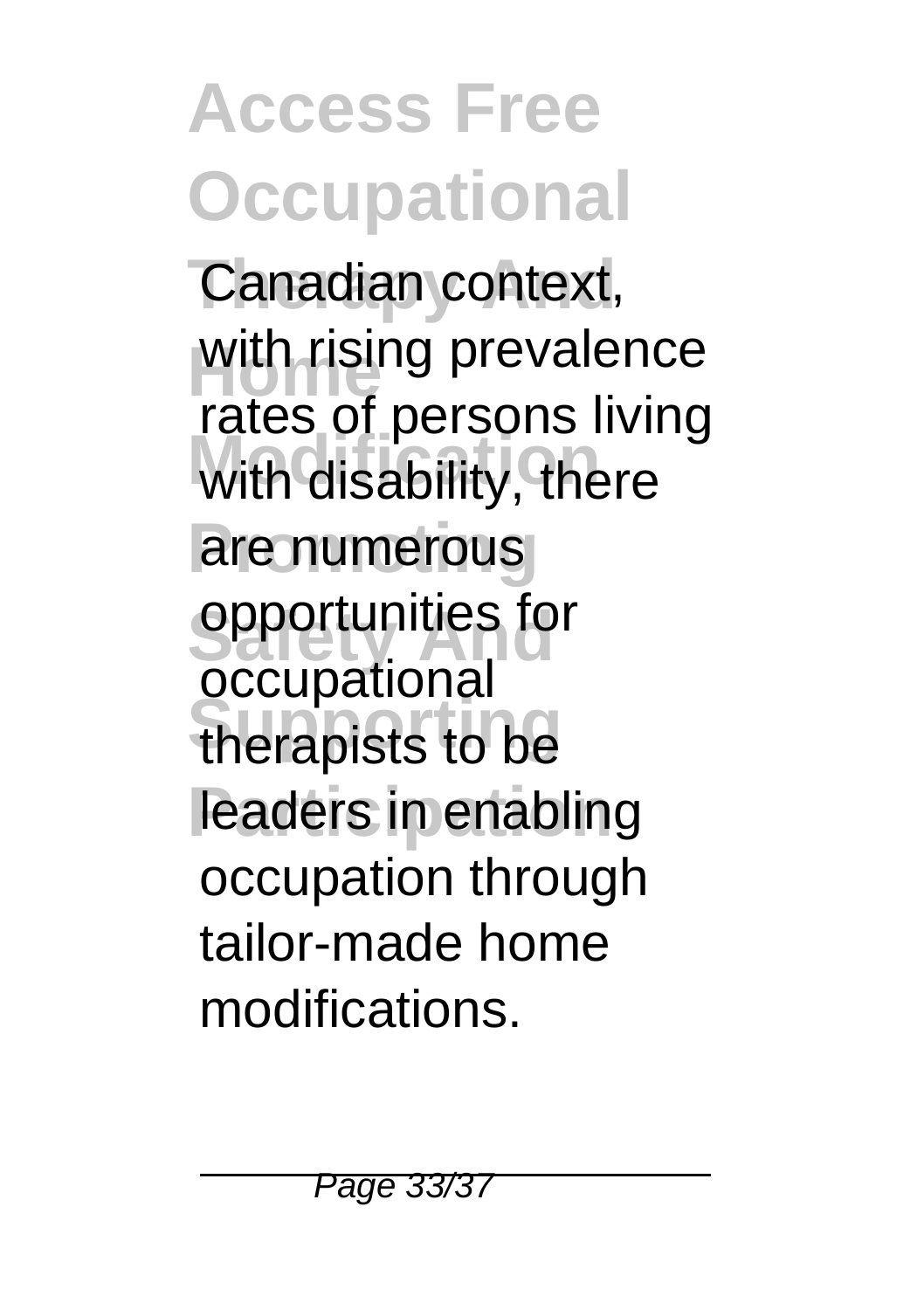Canadian context, with rising prevalence rates of persons living with disability, there are numerous opportunities for occupational therapists to be leaders in enabling occupation through tailor-made home modifications.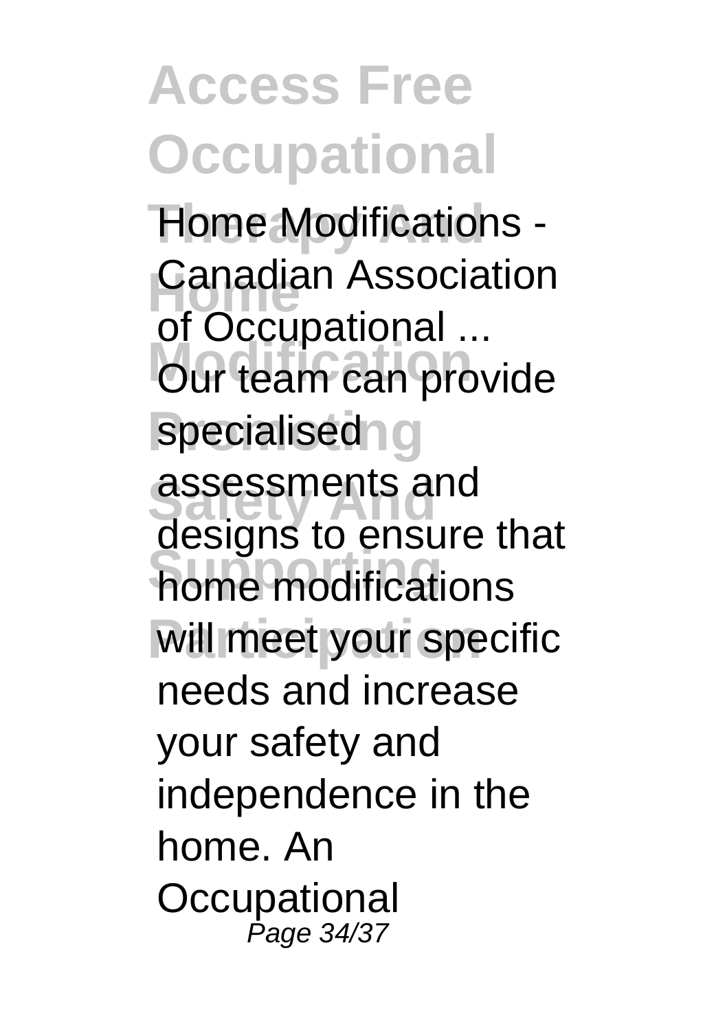Home Modifications - Canadian Association of Occupational ...
Our team can provide specialised assessments and designs to ensure that home modifications will meet your specific needs and increase your safety and independence in the home. An Occupational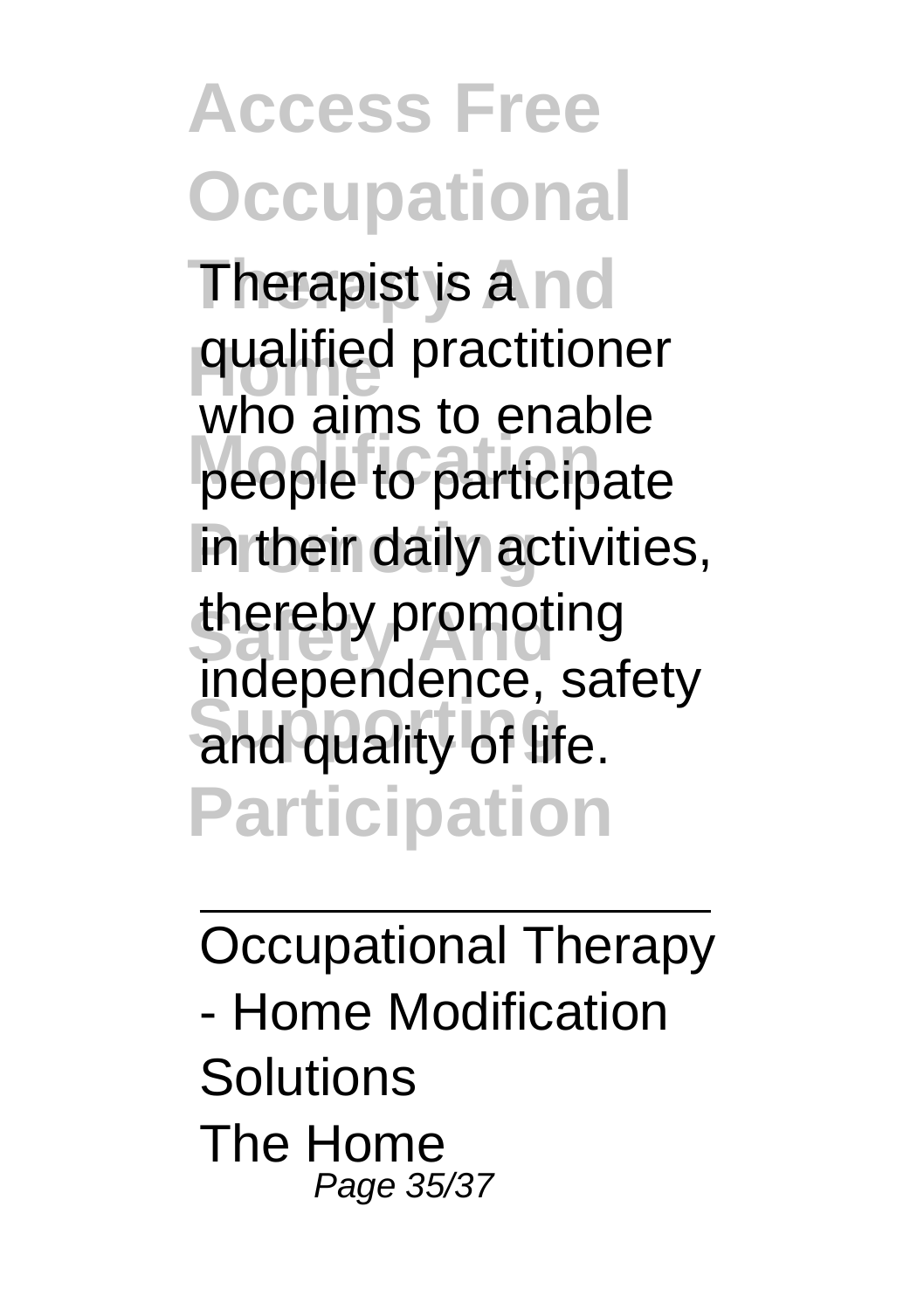Therapist is a qualified practitioner who aims to enable people to participate in their daily activities, thereby promoting independence, safety and quality of life.

---

Occupational Therapy - Home Modification Solutions

The Home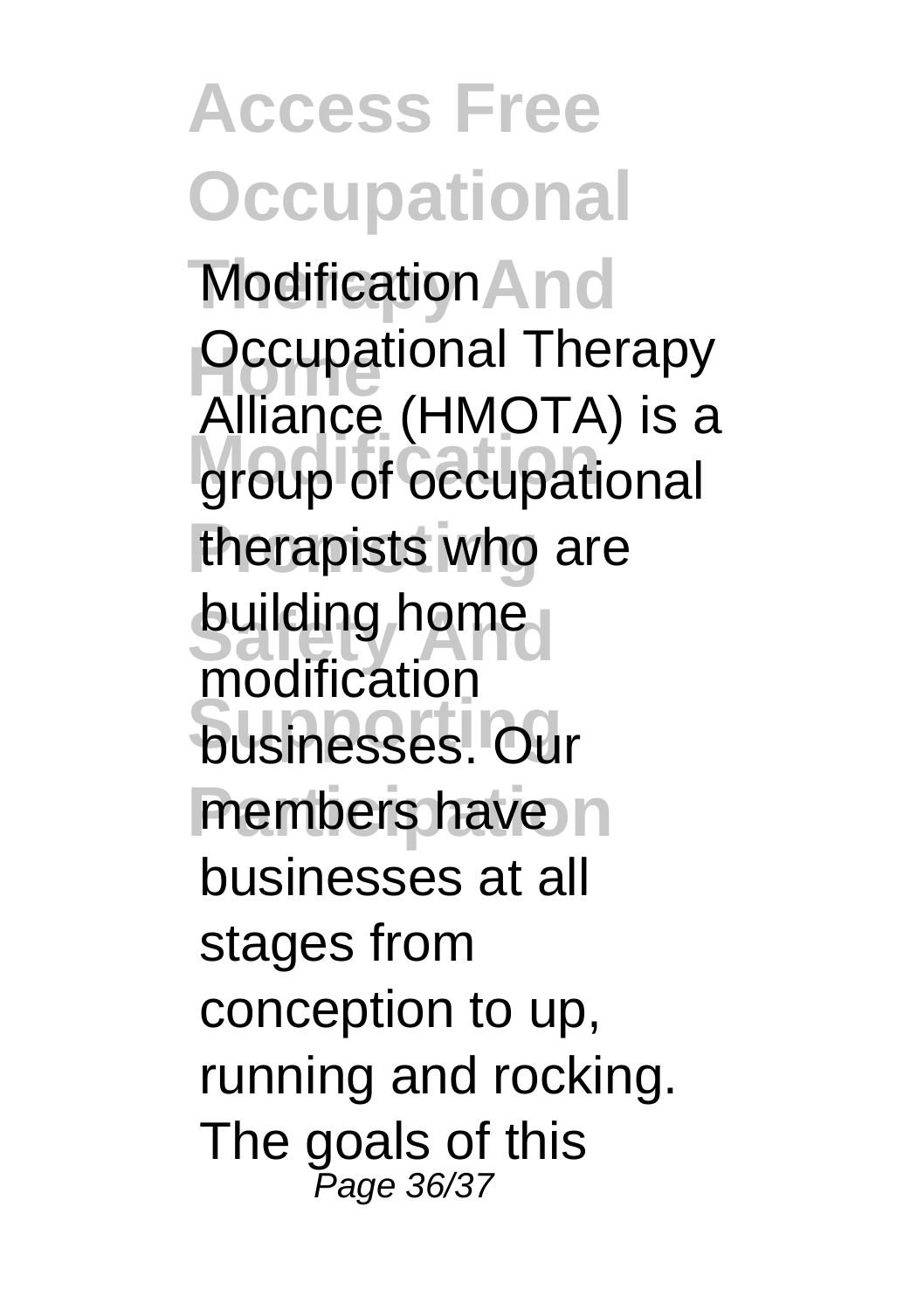Modification

Occupational Therapy Alliance (HMOTA) is a group of occupational therapists who are building home modification businesses. Our members have businesses at all stages from conception to up, running and rocking. The goals of this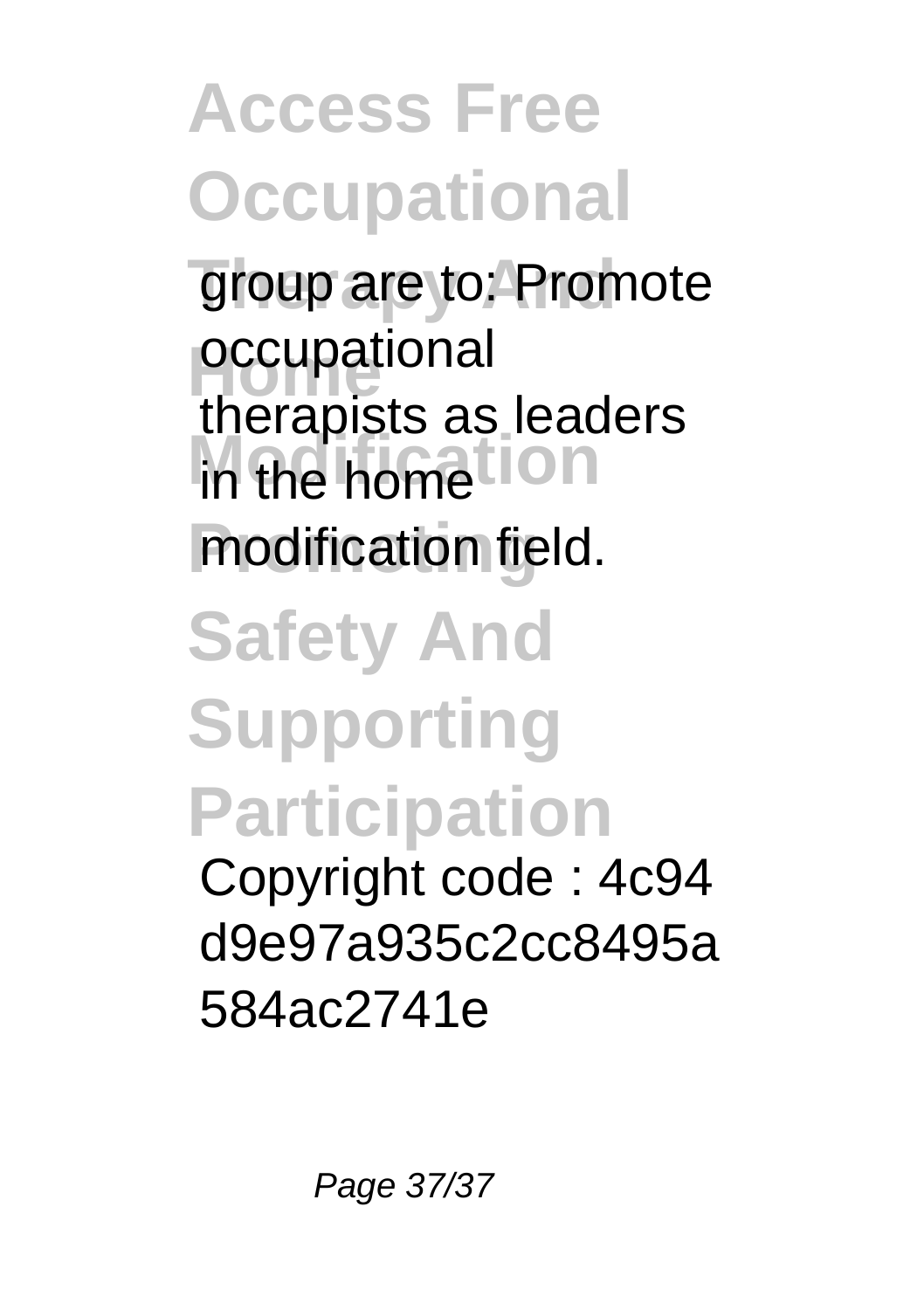group are to: Promote occupational therapists as leaders in the home modification field.

Copyright code : 4c94d9e97a935c2cc8495a584ac2741e